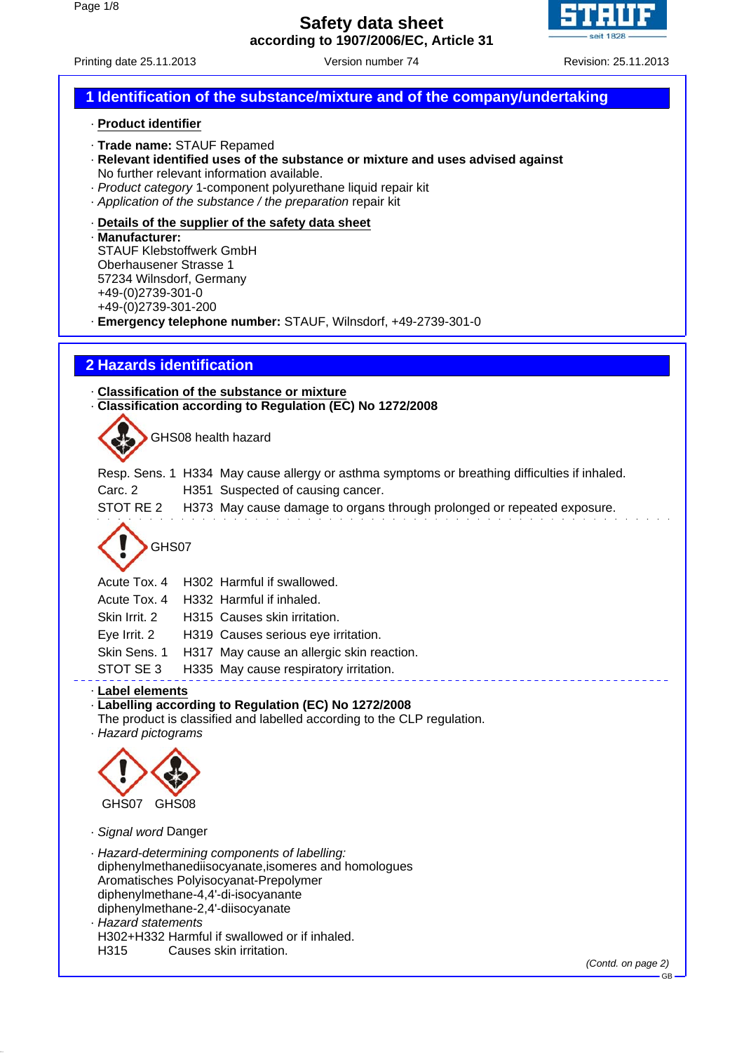# Safety data sheet
**according to 1907/2006/EC, Article 31**

Printing date 25.11.2013 | Version number 74 | Revision: 25.11.2013

## 1 Identification of the substance/mixture and of the company/undertaking

· **Product identifier**

· **Trade name:** STAUF Repamed
· **Relevant identified uses of the substance or mixture and uses advised against**
No further relevant information available.
· *Product category* 1-component polyurethane liquid repair kit
· *Application of the substance / the preparation* repair kit

· **Details of the supplier of the safety data sheet**
· **Manufacturer:**
STAUF Klebstoffwerk GmbH
Oberhausener Strasse 1
57234 Wilnsdorf, Germany
+49-(0)2739-301-0
+49-(0)2739-301-200
· **Emergency telephone number:** STAUF, Wilnsdorf, +49-2739-301-0

## 2 Hazards identification

· **Classification of the substance or mixture**
· **Classification according to Regulation (EC) No 1272/2008**

GHS08 health hazard

| | | |
|---|---|---|
| Resp. Sens. 1 | H334 | May cause allergy or asthma symptoms or breathing difficulties if inhaled. |
| Carc. 2 | H351 | Suspected of causing cancer. |
| STOT RE 2 | H373 | May cause damage to organs through prolonged or repeated exposure. |

GHS07

| | | |
|---|---|---|
| Acute Tox. 4 | H302 | Harmful if swallowed. |
| Acute Tox. 4 | H332 | Harmful if inhaled. |
| Skin Irrit. 2 | H315 | Causes skin irritation. |
| Eye Irrit. 2 | H319 | Causes serious eye irritation. |
| Skin Sens. 1 | H317 | May cause an allergic skin reaction. |
| STOT SE 3 | H335 | May cause respiratory irritation. |

· **Label elements**
· **Labelling according to Regulation (EC) No 1272/2008**
The product is classified and labelled according to the CLP regulation.
· *Hazard pictograms*

GHS07 GHS08

· *Signal word* Danger

· *Hazard-determining components of labelling:*
diphenylmethanediisocyanate,isomeres and homologues
Aromatisches Polyisocyanat-Prepolymer
diphenylmethane-4,4'-di-isocyanante
diphenylmethane-2,4'-diisocyanate
· *Hazard statements*
H302+H332 Harmful if swallowed or if inhaled.
H315 Causes skin irritation.

(Contd. on page 2)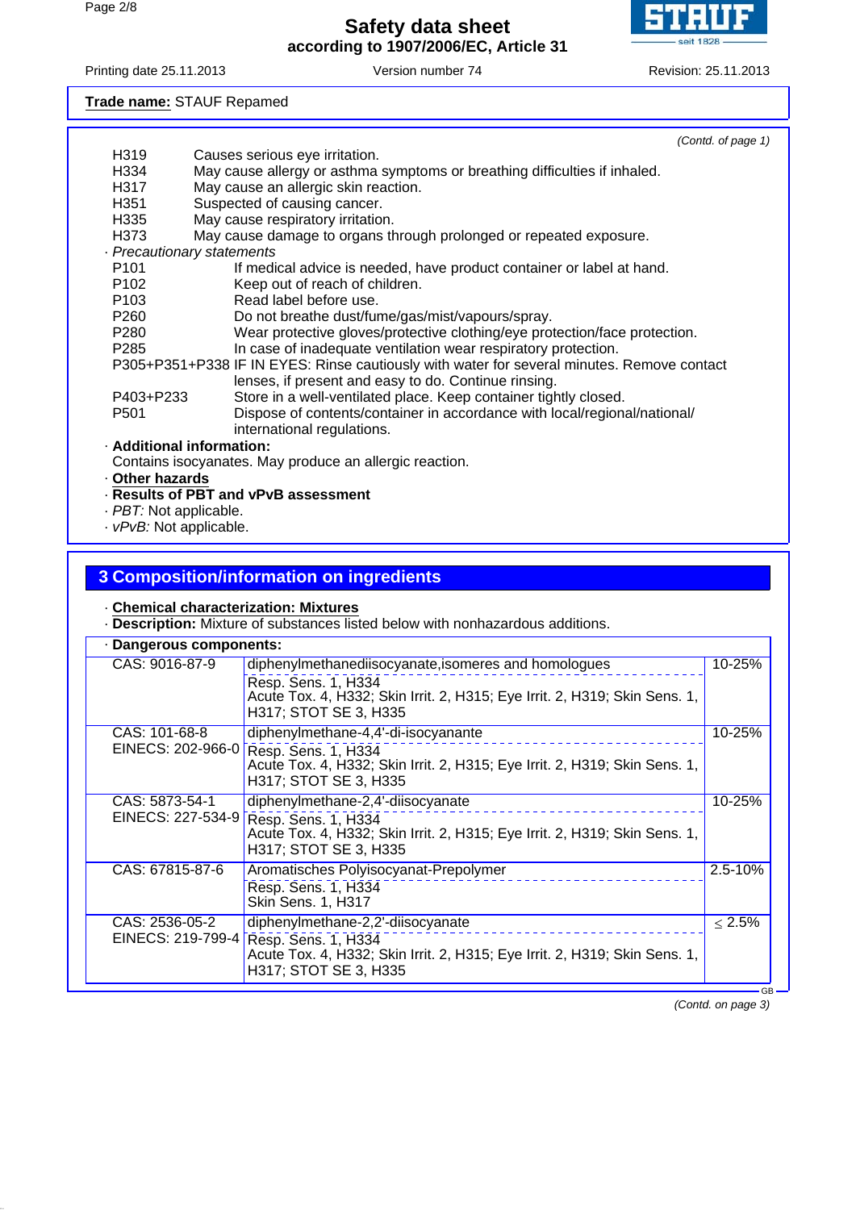**Trade name:** STAUF Repamed

*(Contd. of page 1)*

| | |
|---|---|
| H319 | Causes serious eye irritation. |
| H334 | May cause allergy or asthma symptoms or breathing difficulties if inhaled. |
| H317 | May cause an allergic skin reaction. |
| H351 | Suspected of causing cancer. |
| H335 | May cause respiratory irritation. |
| H373 | May cause damage to organs through prolonged or repeated exposure. |

· *Precautionary statements*

| | |
|---|---|
| P101 | If medical advice is needed, have product container or label at hand. |
| P102 | Keep out of reach of children. |
| P103 | Read label before use. |
| P260 | Do not breathe dust/fume/gas/mist/vapours/spray. |
| P280 | Wear protective gloves/protective clothing/eye protection/face protection. |
| P285 | In case of inadequate ventilation wear respiratory protection. |
| P305+P351+P338 | IF IN EYES: Rinse cautiously with water for several minutes. Remove contact lenses, if present and easy to do. Continue rinsing. |
| P403+P233 | Store in a well-ventilated place. Keep container tightly closed. |
| P501 | Dispose of contents/container in accordance with local/regional/national/ international regulations. |

· **Additional information:**
Contains isocyanates. May produce an allergic reaction.

· **Other hazards**

· **Results of PBT and vPvB assessment**

· *PBT:* Not applicable.

· *vPvB:* Not applicable.

## 3 Composition/information on ingredients

· **Chemical characterization: Mixtures**

· **Description:** Mixture of substances listed below with nonhazardous additions.

· **Dangerous components:**

| Identifiers | Component / Classification | Concentration |
|---|---|---|
| CAS: 9016-87-9 | diphenylmethanediisocyanate,isomeres and homologues<br>Resp. Sens. 1, H334<br>Acute Tox. 4, H332; Skin Irrit. 2, H315; Eye Irrit. 2, H319; Skin Sens. 1, H317; STOT SE 3, H335 | 10-25% |
| CAS: 101-68-8<br>EINECS: 202-966-0 | diphenylmethane-4,4'-di-isocyanante<br>Resp. Sens. 1, H334<br>Acute Tox. 4, H332; Skin Irrit. 2, H315; Eye Irrit. 2, H319; Skin Sens. 1, H317; STOT SE 3, H335 | 10-25% |
| CAS: 5873-54-1<br>EINECS: 227-534-9 | diphenylmethane-2,4'-diisocyanate<br>Resp. Sens. 1, H334<br>Acute Tox. 4, H332; Skin Irrit. 2, H315; Eye Irrit. 2, H319; Skin Sens. 1, H317; STOT SE 3, H335 | 10-25% |
| CAS: 67815-87-6 | Aromatisches Polyisocyanat-Prepolymer<br>Resp. Sens. 1, H334<br>Skin Sens. 1, H317 | 2.5-10% |
| CAS: 2536-05-2<br>EINECS: 219-799-4 | diphenylmethane-2,2'-diisocyanate<br>Resp. Sens. 1, H334<br>Acute Tox. 4, H332; Skin Irrit. 2, H315; Eye Irrit. 2, H319; Skin Sens. 1, H317; STOT SE 3, H335 | ≤ 2.5% |

*(Contd. on page 3)*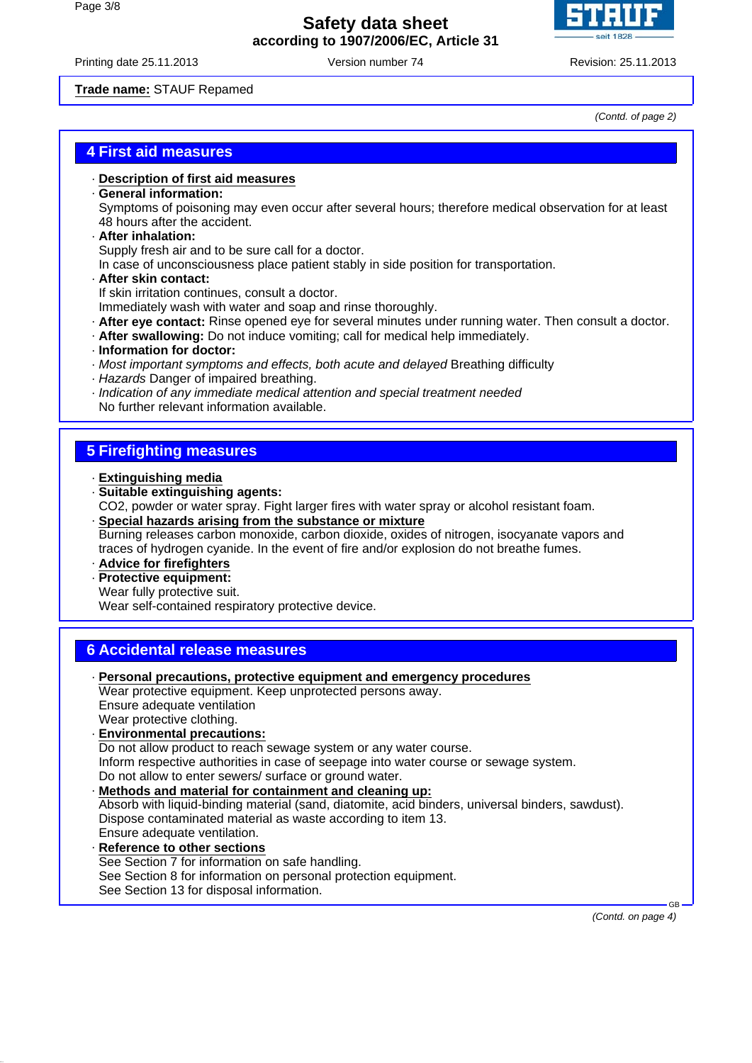**Trade name:** STAUF Repamed

*(Contd. of page 2)*

## 4 First aid measures

· **Description of first aid measures**
· **General information:**
Symptoms of poisoning may even occur after several hours; therefore medical observation for at least 48 hours after the accident.
· **After inhalation:**
Supply fresh air and to be sure call for a doctor.
In case of unconsciousness place patient stably in side position for transportation.
· **After skin contact:**
If skin irritation continues, consult a doctor.
Immediately wash with water and soap and rinse thoroughly.
· **After eye contact:** Rinse opened eye for several minutes under running water. Then consult a doctor.
· **After swallowing:** Do not induce vomiting; call for medical help immediately.
· **Information for doctor:**
· *Most important symptoms and effects, both acute and delayed* Breathing difficulty
· *Hazards* Danger of impaired breathing.
· *Indication of any immediate medical attention and special treatment needed*
No further relevant information available.

## 5 Firefighting measures

· **Extinguishing media**
· **Suitable extinguishing agents:**
$CO_2$, powder or water spray. Fight larger fires with water spray or alcohol resistant foam.
· **Special hazards arising from the substance or mixture**
Burning releases carbon monoxide, carbon dioxide, oxides of nitrogen, isocyanate vapors and traces of hydrogen cyanide. In the event of fire and/or explosion do not breathe fumes.
· **Advice for firefighters**
· **Protective equipment:**
Wear fully protective suit.
Wear self-contained respiratory protective device.

## 6 Accidental release measures

· **Personal precautions, protective equipment and emergency procedures**
Wear protective equipment. Keep unprotected persons away.
Ensure adequate ventilation
Wear protective clothing.
· **Environmental precautions:**
Do not allow product to reach sewage system or any water course.
Inform respective authorities in case of seepage into water course or sewage system.
Do not allow to enter sewers/ surface or ground water.
· **Methods and material for containment and cleaning up:**
Absorb with liquid-binding material (sand, diatomite, acid binders, universal binders, sawdust).
Dispose contaminated material as waste according to item 13.
Ensure adequate ventilation.
· **Reference to other sections**
See Section 7 for information on safe handling.
See Section 8 for information on personal protection equipment.
See Section 13 for disposal information.

*(Contd. on page 4)*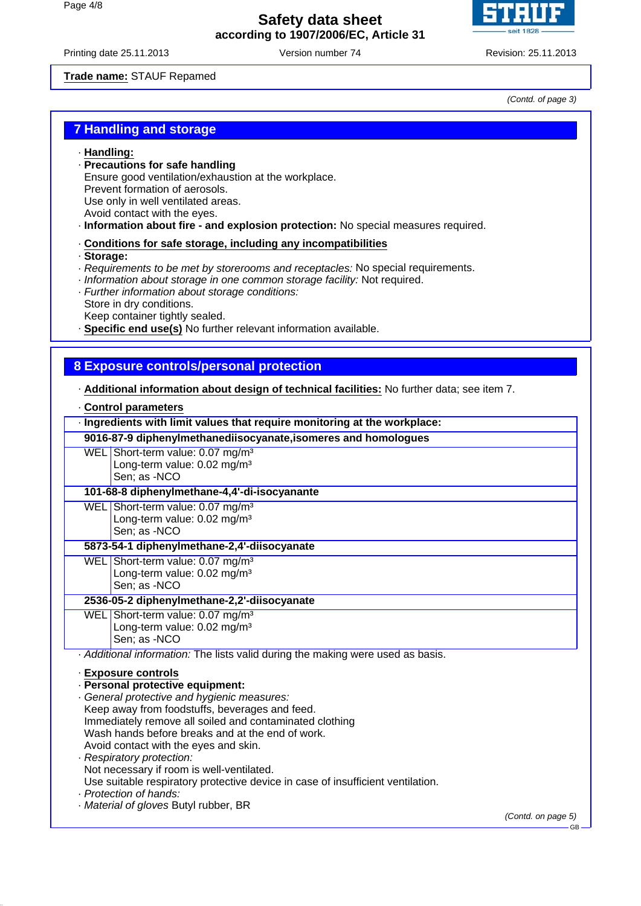**Trade name:** STAUF Repamed

(Contd. of page 3)

## 7 Handling and storage

· **Handling:**
· **Precautions for safe handling**
Ensure good ventilation/exhaustion at the workplace.
Prevent formation of aerosols.
Use only in well ventilated areas.
Avoid contact with the eyes.
· **Information about fire - and explosion protection:** No special measures required.

· **Conditions for safe storage, including any incompatibilities**
· **Storage:**
· *Requirements to be met by storerooms and receptacles:* No special requirements.
· *Information about storage in one common storage facility:* Not required.
· *Further information about storage conditions:*
Store in dry conditions.
Keep container tightly sealed.
· **Specific end use(s)** No further relevant information available.

## 8 Exposure controls/personal protection

· **Additional information about design of technical facilities:** No further data; see item 7.

· **Control parameters**

| · Ingredients with limit values that require monitoring at the workplace: | |
|---|---|
| **9016-87-9 diphenylmethanediisocyanate,isomeres and homologues** | |
| WEL | Short-term value: 0.07 mg/m³<br>Long-term value: 0.02 mg/m³<br>Sen; as -NCO |
| **101-68-8 diphenylmethane-4,4'-di-isocyanante** | |
| WEL | Short-term value: 0.07 mg/m³<br>Long-term value: 0.02 mg/m³<br>Sen; as -NCO |
| **5873-54-1 diphenylmethane-2,4'-diisocyanate** | |
| WEL | Short-term value: 0.07 mg/m³<br>Long-term value: 0.02 mg/m³<br>Sen; as -NCO |
| **2536-05-2 diphenylmethane-2,2'-diisocyanate** | |
| WEL | Short-term value: 0.07 mg/m³<br>Long-term value: 0.02 mg/m³<br>Sen; as -NCO |

· *Additional information:* The lists valid during the making were used as basis.

· **Exposure controls**
· **Personal protective equipment:**
· *General protective and hygienic measures:*
Keep away from foodstuffs, beverages and feed.
Immediately remove all soiled and contaminated clothing
Wash hands before breaks and at the end of work.
Avoid contact with the eyes and skin.
· *Respiratory protection:*
Not necessary if room is well-ventilated.
Use suitable respiratory protective device in case of insufficient ventilation.
· *Protection of hands:*
· *Material of gloves* Butyl rubber, BR

(Contd. on page 5)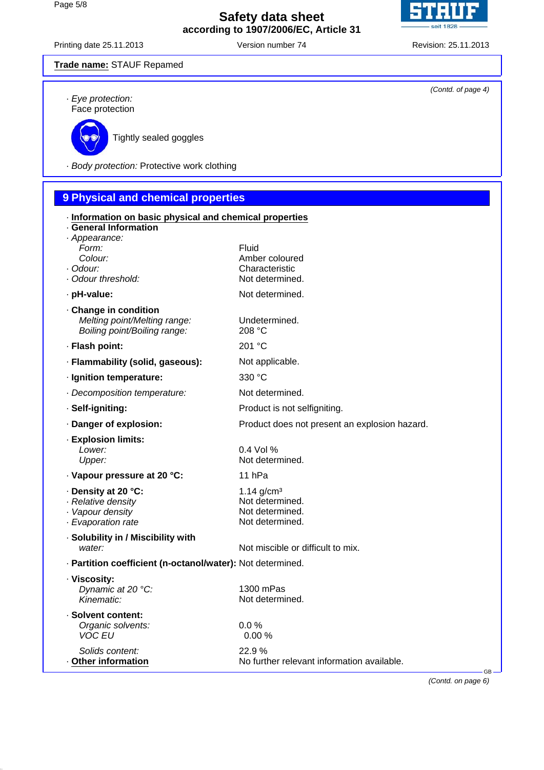**Trade name:** STAUF Repamed

(Contd. of page 4)

· *Eye protection:*
Face protection

Tightly sealed goggles

· *Body protection:* Protective work clothing

## 9 Physical and chemical properties

· **Information on basic physical and chemical properties**
· **General Information**

| | |
|---|---|
| · *Appearance:* | |
| *Form:* | Fluid |
| *Colour:* | Amber coloured |
| · *Odour:* | Characteristic |
| · *Odour threshold:* | Not determined. |
| · **pH-value:** | Not determined. |
| · **Change in condition** | |
| *Melting point/Melting range:* | Undetermined. |
| *Boiling point/Boiling range:* | 208 °C |
| · **Flash point:** | 201 °C |
| · **Flammability (solid, gaseous):** | Not applicable. |
| · **Ignition temperature:** | 330 °C |
| · *Decomposition temperature:* | Not determined. |
| · **Self-igniting:** | Product is not selfigniting. |
| · **Danger of explosion:** | Product does not present an explosion hazard. |
| · **Explosion limits:** | |
| *Lower:* | 0.4 Vol % |
| *Upper:* | Not determined. |
| · **Vapour pressure at 20 °C:** | 11 hPa |
| · **Density at 20 °C:** | 1.14 g/cm³ |
| · *Relative density* | Not determined. |
| · *Vapour density* | Not determined. |
| · *Evaporation rate* | Not determined. |
| · **Solubility in / Miscibility with** | |
| *water:* | Not miscible or difficult to mix. |
| · **Partition coefficient (n-octanol/water):** | Not determined. |
| · **Viscosity:** | |
| *Dynamic at 20 °C:* | 1300 mPas |
| *Kinematic:* | Not determined. |
| · **Solvent content:** | |
| *Organic solvents:* | 0.0 % |
| *VOC EU* | 0.00 % |
| *Solids content:* | 22.9 % |
| · **Other information** | No further relevant information available. |

(Contd. on page 6)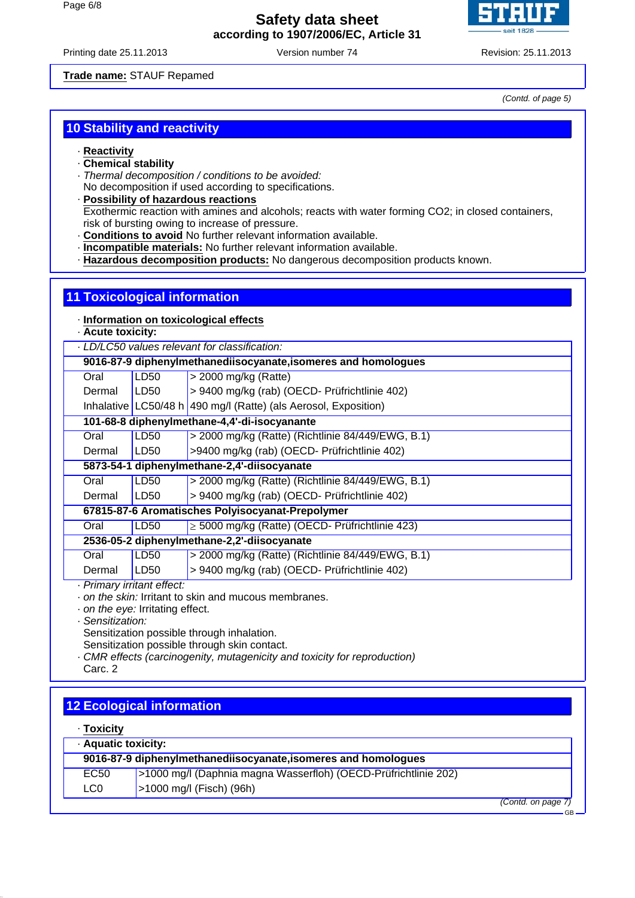**Trade name:** STAUF Repamed

*(Contd. of page 5)*

## 10 Stability and reactivity

· **Reactivity**
· **Chemical stability**
· *Thermal decomposition / conditions to be avoided:*
No decomposition if used according to specifications.
· **Possibility of hazardous reactions**
Exothermic reaction with amines and alcohols; reacts with water forming $CO_2$; in closed containers, risk of bursting owing to increase of pressure.
· **Conditions to avoid** No further relevant information available.
· **Incompatible materials:** No further relevant information available.
· **Hazardous decomposition products:** No dangerous decomposition products known.

## 11 Toxicological information

· **Information on toxicological effects**
· **Acute toxicity:**

| · *LD/LC50 values relevant for classification:* | | |
|---|---|---|
| **9016-87-9 diphenylmethanediisocyanate,isomeres and homologues** | | |
| Oral | LD50 | > 2000 mg/kg (Ratte) |
| Dermal | LD50 | > 9400 mg/kg (rab) (OECD- Prüfrichtlinie 402) |
| Inhalative | LC50/48 h | 490 mg/l (Ratte) (als Aerosol, Exposition) |
| **101-68-8 diphenylmethane-4,4'-di-isocyanante** | | |
| Oral | LD50 | > 2000 mg/kg (Ratte) (Richtlinie 84/449/EWG, B.1) |
| Dermal | LD50 | >9400 mg/kg (rab) (OECD- Prüfrichtlinie 402) |
| **5873-54-1 diphenylmethane-2,4'-diisocyanate** | | |
| Oral | LD50 | > 2000 mg/kg (Ratte) (Richtlinie 84/449/EWG, B.1) |
| Dermal | LD50 | > 9400 mg/kg (rab) (OECD- Prüfrichtlinie 402) |
| **67815-87-6 Aromatisches Polyisocyanat-Prepolymer** | | |
| Oral | LD50 | ≥ 5000 mg/kg (Ratte) (OECD- Prüfrichtlinie 423) |
| **2536-05-2 diphenylmethane-2,2'-diisocyanate** | | |
| Oral | LD50 | > 2000 mg/kg (Ratte) (Richtlinie 84/449/EWG, B.1) |
| Dermal | LD50 | > 9400 mg/kg (rab) (OECD- Prüfrichtlinie 402) |

· *Primary irritant effect:*
· *on the skin:* Irritant to skin and mucous membranes.
· *on the eye:* Irritating effect.
· *Sensitization:*
Sensitization possible through inhalation.
Sensitization possible through skin contact.
· *CMR effects (carcinogenity, mutagenicity and toxicity for reproduction)*
Carc. 2

## 12 Ecological information

· **Toxicity**

| · **Aquatic toxicity:** | |
|---|---|
| **9016-87-9 diphenylmethanediisocyanate,isomeres and homologues** | |
| EC50 | >1000 mg/l (Daphnia magna Wasserfloh) (OECD-Prüfrichtlinie 202) |
| LC0 | >1000 mg/l (Fisch) (96h) |

*(Contd. on page 7)*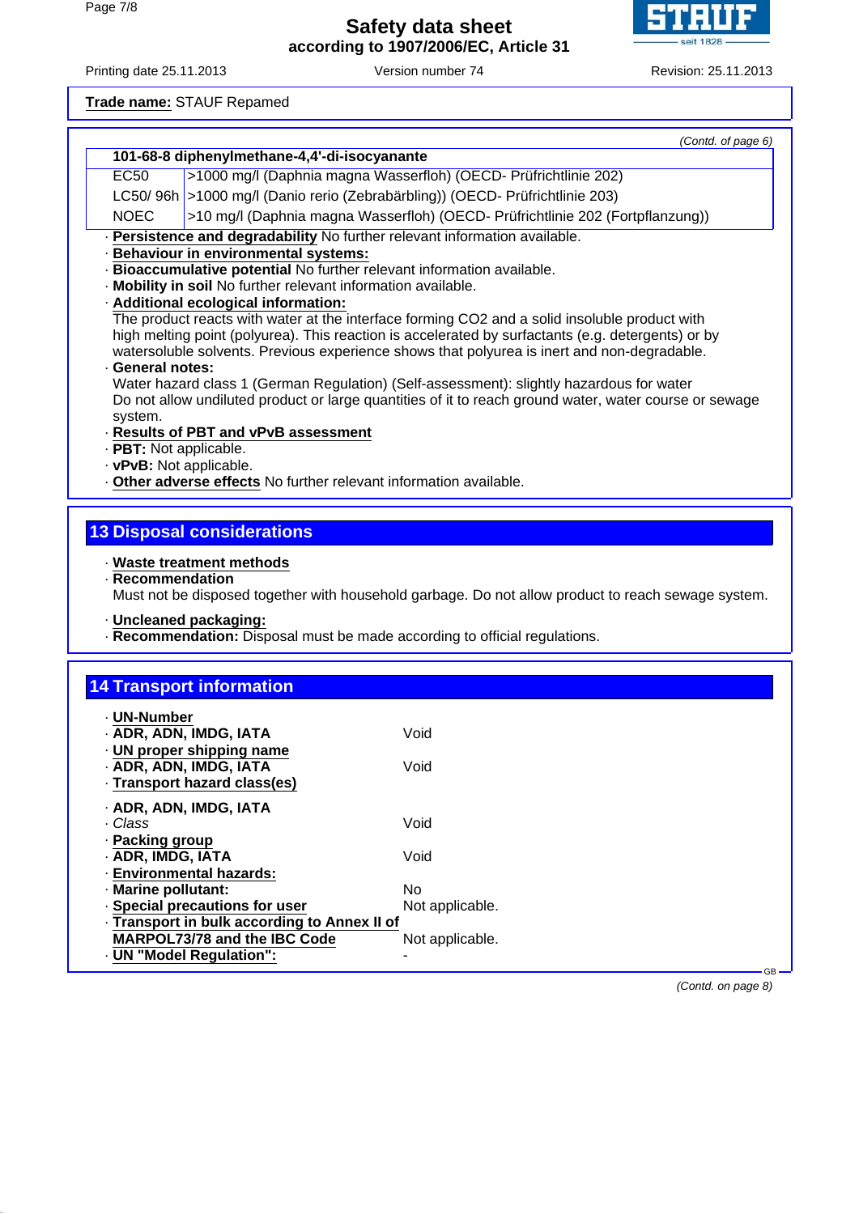**Trade name:** STAUF Repamed

*(Contd. of page 6)*

| 101-68-8 diphenylmethane-4,4'-di-isocyanante | |
|---|---|
| EC50 | >1000 mg/l (Daphnia magna Wasserfloh) (OECD- Prüfrichtlinie 202) |
| LC50/ 96h | >1000 mg/l (Danio rerio (Zebrabärbling)) (OECD- Prüfrichtlinie 203) |
| NOEC | >10 mg/l (Daphnia magna Wasserfloh) (OECD- Prüfrichtlinie 202 (Fortpflanzung)) |

· **Persistence and degradability** No further relevant information available.
· **Behaviour in environmental systems:**
· **Bioaccumulative potential** No further relevant information available.
· **Mobility in soil** No further relevant information available.
· **Additional ecological information:**
The product reacts with water at the interface forming CO2 and a solid insoluble product with high melting point (polyurea). This reaction is accelerated by surfactants (e.g. detergents) or by watersoluble solvents. Previous experience shows that polyurea is inert and non-degradable.
· **General notes:**
Water hazard class 1 (German Regulation) (Self-assessment): slightly hazardous for water
Do not allow undiluted product or large quantities of it to reach ground water, water course or sewage system.
· **Results of PBT and vPvB assessment**
· **PBT:** Not applicable.
· **vPvB:** Not applicable.
· **Other adverse effects** No further relevant information available.

## 13 Disposal considerations

· **Waste treatment methods**
· **Recommendation**
Must not be disposed together with household garbage. Do not allow product to reach sewage system.

· **Uncleaned packaging:**
· **Recommendation:** Disposal must be made according to official regulations.

## 14 Transport information

· **UN-Number**
· **ADR, ADN, IMDG, IATA** Void
· **UN proper shipping name**
· **ADR, ADN, IMDG, IATA** Void
· **Transport hazard class(es)**

· **ADR, ADN, IMDG, IATA**
· *Class* Void
· **Packing group**
· **ADR, IMDG, IATA** Void
· **Environmental hazards:**
· **Marine pollutant:** No
· **Special precautions for user** Not applicable.
· **Transport in bulk according to Annex II of MARPOL73/78 and the IBC Code** Not applicable.
· **UN "Model Regulation":** -

*(Contd. on page 8)*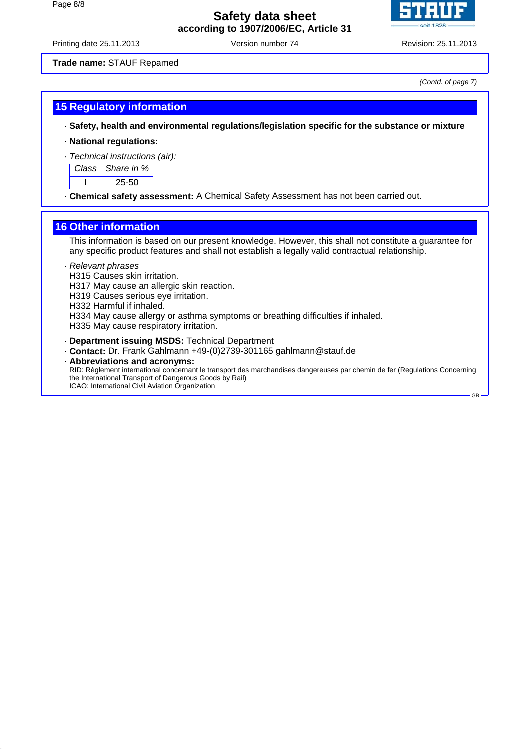**Trade name:** STAUF Repamed

(Contd. of page 7)

## 15 Regulatory information

· **Safety, health and environmental regulations/legislation specific for the substance or mixture**

· **National regulations:**

· *Technical instructions (air):*

| Class | Share in % |
|---|---|
| I | 25-50 |

· **Chemical safety assessment:** A Chemical Safety Assessment has not been carried out.

## 16 Other information

This information is based on our present knowledge. However, this shall not constitute a guarantee for any specific product features and shall not establish a legally valid contractual relationship.

· *Relevant phrases*
H315 Causes skin irritation.
H317 May cause an allergic skin reaction.
H319 Causes serious eye irritation.
H332 Harmful if inhaled.
H334 May cause allergy or asthma symptoms or breathing difficulties if inhaled.
H335 May cause respiratory irritation.

· **Department issuing MSDS:** Technical Department
· **Contact:** Dr. Frank Gahlmann +49-(0)2739-301165 gahlmann@stauf.de
· **Abbreviations and acronyms:**
RID: Règlement international concernant le transport des marchandises dangereuses par chemin de fer (Regulations Concerning the International Transport of Dangerous Goods by Rail)
ICAO: International Civil Aviation Organization

GB